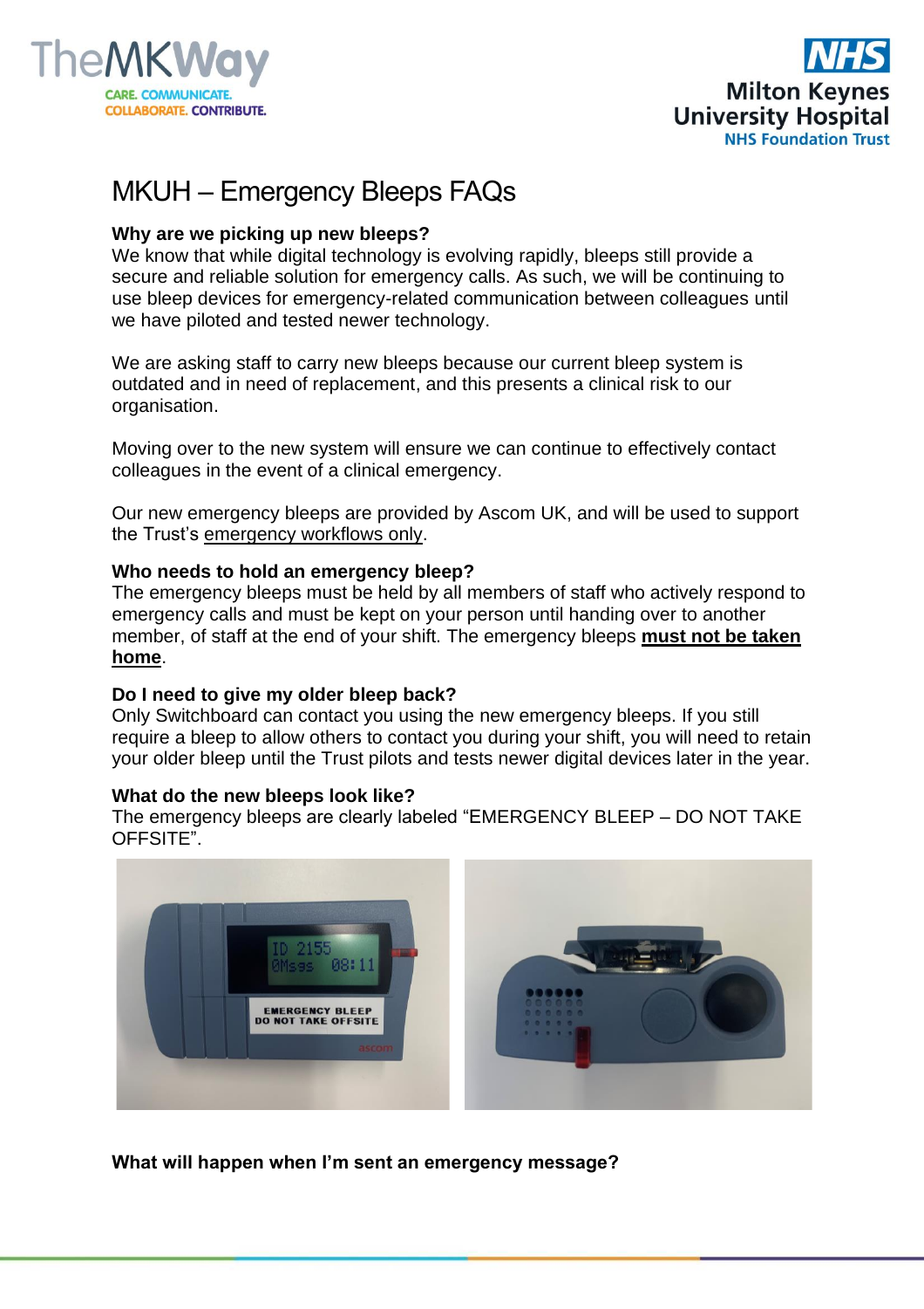# MKUH – Emergency Bleeps FAQs

### Why are we picking up new bleeps?

We know that while digital technology is evolving rapidly, bleeps still provide a secure and reliable solution for emergency calls. As such, we will be continuing to use bleep devices for emergency-related communication between colleagues until we have piloted and tested newer technology.

We are asking staff to carry new bleeps because our current bleep system is outdated and in need of replacement, and this presents a clinical risk to our organisation.

Moving over to the new system will ensure we can continue to effectively contact colleagues in the event of a clinical emergency.

Our new emergency bleeps are provided by Ascom UK, and will be used to support the Trust's emergency workflows only.

### Who needs to hold an emergency bleep?

The emergency bleeps must be held by all members of staff who actively respond to emergency calls and must be kept on your person until handing over to another member, of staff at the end of your shift. The emergency bleeps **must not be taken home**.

### Do I need to give my older bleep back?

Only Switchboard can contact you using the new emergency bleeps. If you still require a bleep to allow others to contact you during your shift, you will need to retain your older bleep until the Trust pilots and tests newer digital devices later in the year.

### What do the new bleeps look like?

The emergency bleeps are clearly labeled "EMERGENCY BLEEP – DO NOT TAKE OFFSITE".

### What will happen when I'm sent an emergency message?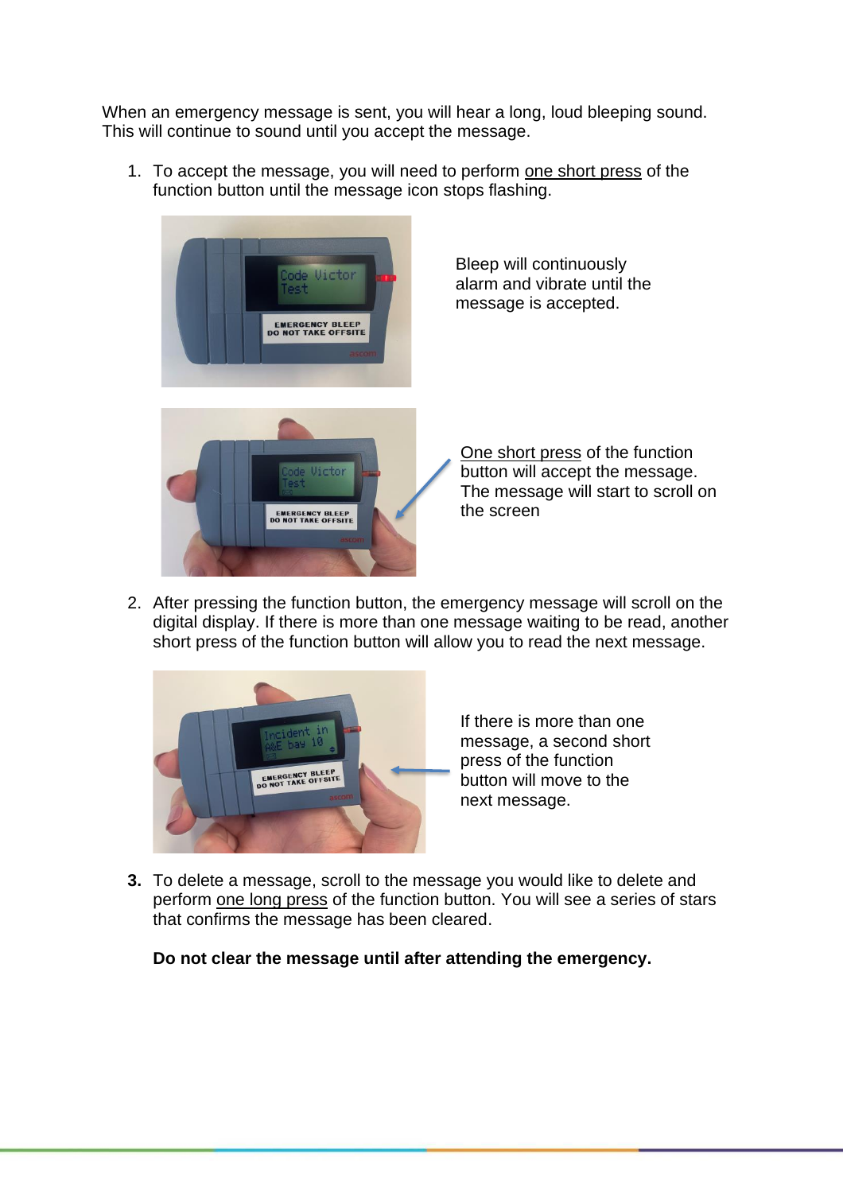When an emergency message is sent, you will hear a long, loud bleeping sound. This will continue to sound until you accept the message.

1. To accept the message, you will need to perform one short press of the function button until the message icon stops flashing.

Bleep will continuously alarm and vibrate until the message is accepted.

One short press of the function button will accept the message. The message will start to scroll on the screen

2. After pressing the function button, the emergency message will scroll on the digital display. If there is more than one message waiting to be read, another short press of the function button will allow you to read the next message.

If there is more than one message, a second short press of the function button will move to the next message.

3. To delete a message, scroll to the message you would like to delete and perform one long press of the function button. You will see a series of stars that confirms the message has been cleared.

**Do not clear the message until after attending the emergency.**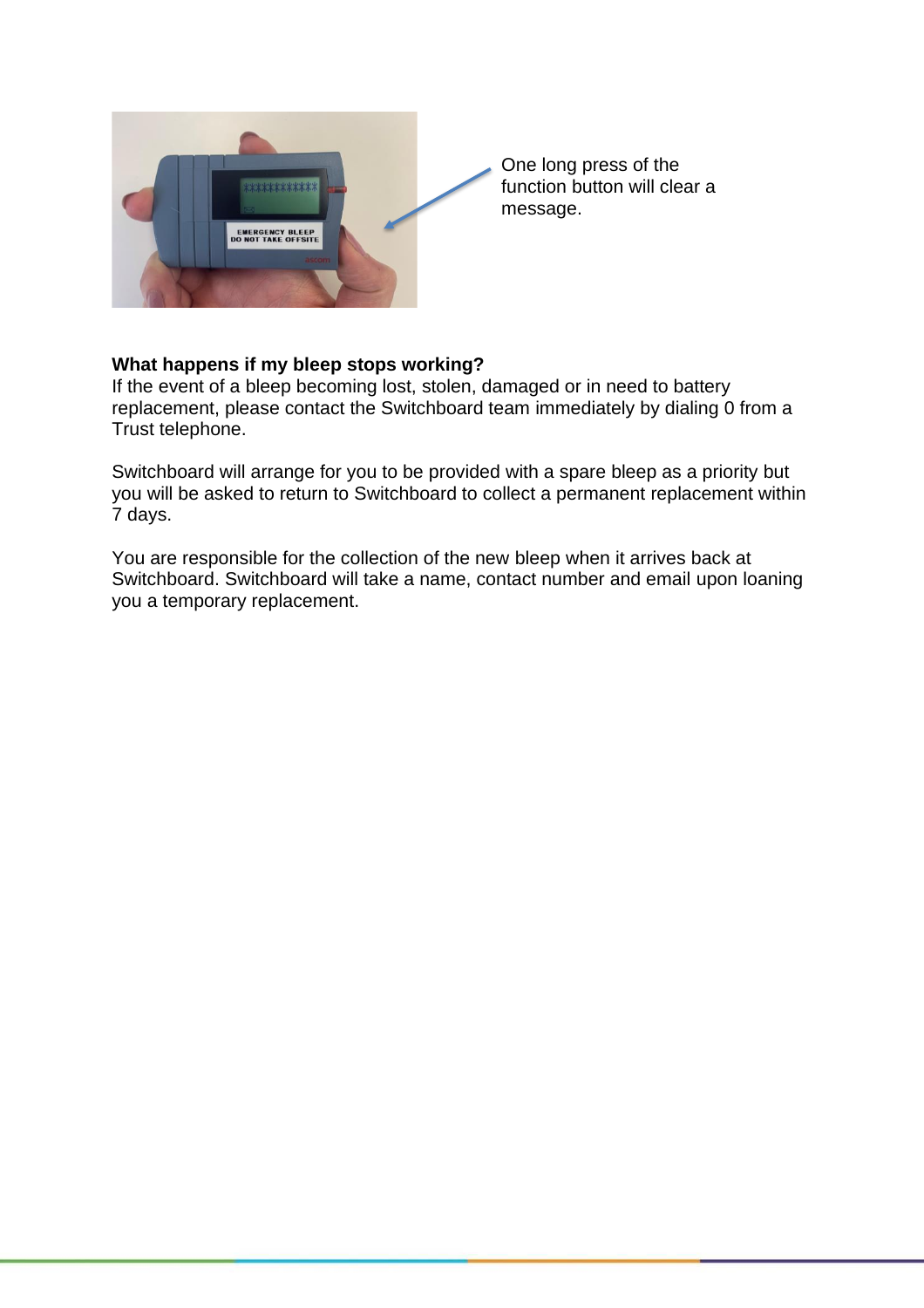One long press of the function button will clear a message.

**What happens if my bleep stops working?**
If the event of a bleep becoming lost, stolen, damaged or in need to battery replacement, please contact the Switchboard team immediately by dialing 0 from a Trust telephone.

Switchboard will arrange for you to be provided with a spare bleep as a priority but you will be asked to return to Switchboard to collect a permanent replacement within 7 days.

You are responsible for the collection of the new bleep when it arrives back at Switchboard. Switchboard will take a name, contact number and email upon loaning you a temporary replacement.